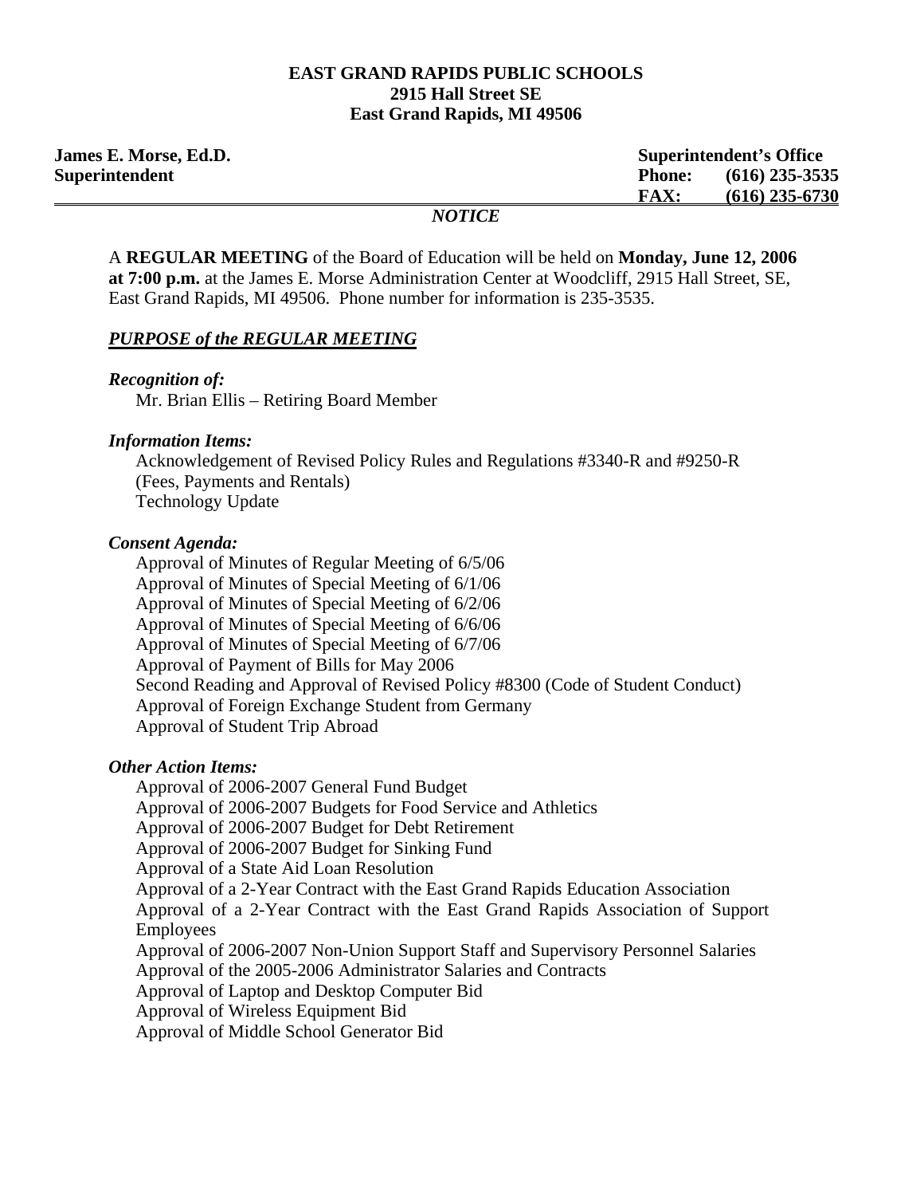**EAST GRAND RAPIDS PUBLIC SCHOOLS**
**2915 Hall Street SE**
**East Grand Rapids, MI 49506**

**James E. Morse, Ed.D.**
**Superintendent**

**Superintendent's Office**
**Phone: (616) 235-3535**
**FAX: (616) 235-6730**

***NOTICE***

A **REGULAR MEETING** of the Board of Education will be held on **Monday, June 12, 2006 at 7:00 p.m.** at the James E. Morse Administration Center at Woodcliff, 2915 Hall Street, SE, East Grand Rapids, MI 49506. Phone number for information is 235-3535.

***PURPOSE of the REGULAR MEETING***

***Recognition of:***

Mr. Brian Ellis – Retiring Board Member

***Information Items:***

Acknowledgement of Revised Policy Rules and Regulations #3340-R and #9250-R (Fees, Payments and Rentals)
Technology Update

***Consent Agenda:***

Approval of Minutes of Regular Meeting of 6/5/06
Approval of Minutes of Special Meeting of 6/1/06
Approval of Minutes of Special Meeting of 6/2/06
Approval of Minutes of Special Meeting of 6/6/06
Approval of Minutes of Special Meeting of 6/7/06
Approval of Payment of Bills for May 2006
Second Reading and Approval of Revised Policy #8300 (Code of Student Conduct)
Approval of Foreign Exchange Student from Germany
Approval of Student Trip Abroad

***Other Action Items:***

Approval of 2006-2007 General Fund Budget
Approval of 2006-2007 Budgets for Food Service and Athletics
Approval of 2006-2007 Budget for Debt Retirement
Approval of 2006-2007 Budget for Sinking Fund
Approval of a State Aid Loan Resolution
Approval of a 2-Year Contract with the East Grand Rapids Education Association
Approval of a 2-Year Contract with the East Grand Rapids Association of Support Employees
Approval of 2006-2007 Non-Union Support Staff and Supervisory Personnel Salaries
Approval of the 2005-2006 Administrator Salaries and Contracts
Approval of Laptop and Desktop Computer Bid
Approval of Wireless Equipment Bid
Approval of Middle School Generator Bid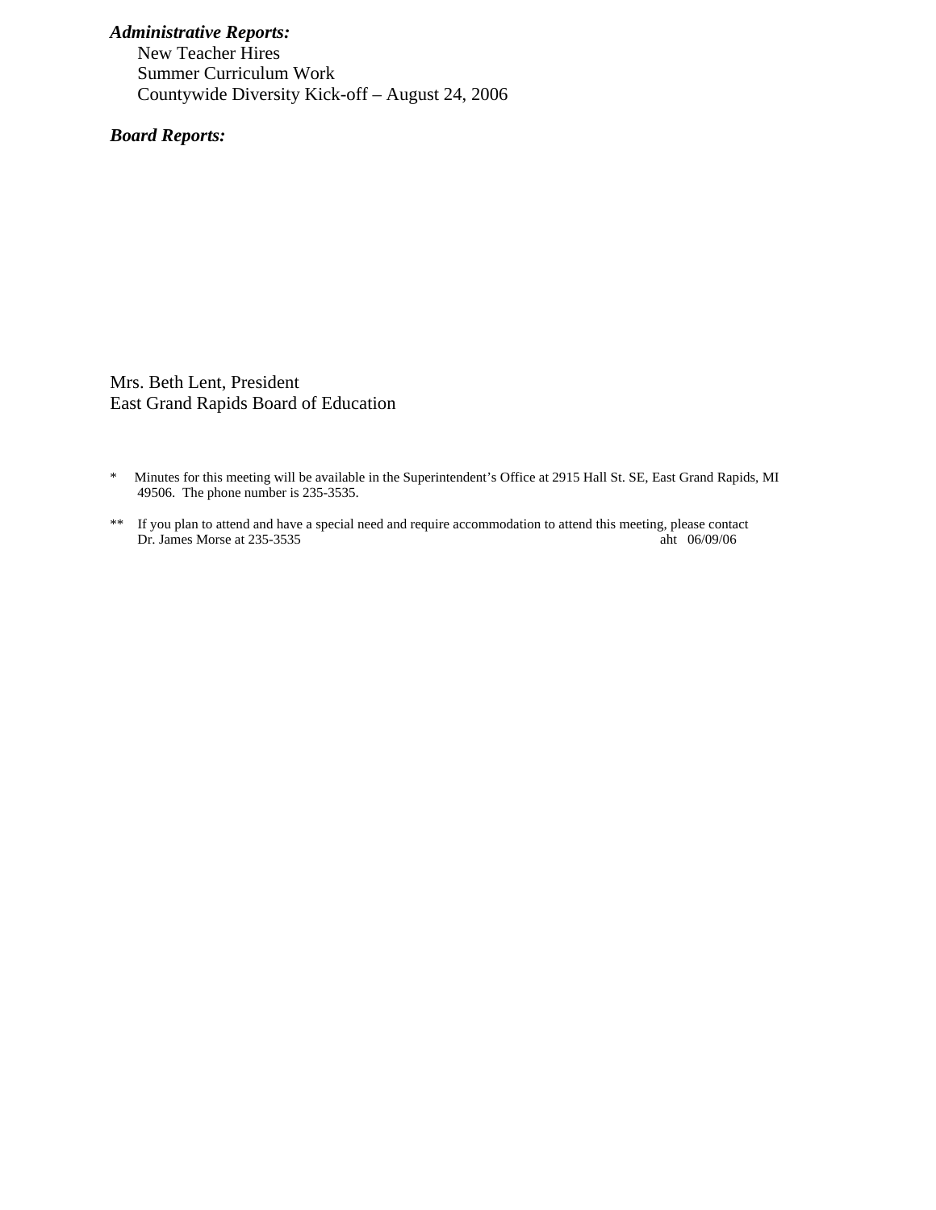***Administrative Reports:***

New Teacher Hires
Summer Curriculum Work
Countywide Diversity Kick-off – August 24, 2006

***Board Reports:***

Mrs. Beth Lent, President
East Grand Rapids Board of Education

* Minutes for this meeting will be available in the Superintendent's Office at 2915 Hall St. SE, East Grand Rapids, MI 49506. The phone number is 235-3535.

** If you plan to attend and have a special need and require accommodation to attend this meeting, please contact Dr. James Morse at 235-3535

aht 06/09/06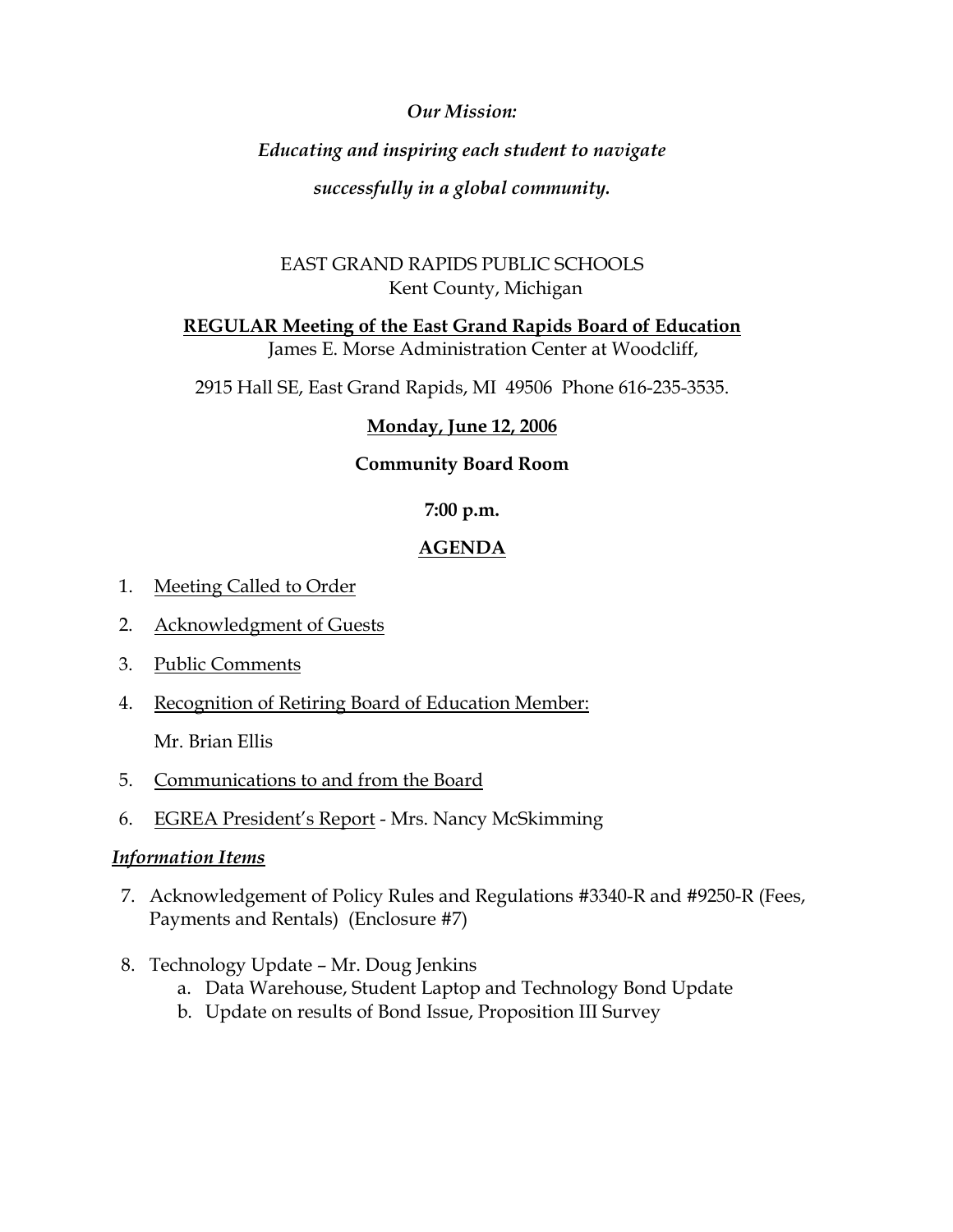***Our Mission:***

***Educating and inspiring each student to navigate***

***successfully in a global community.***

EAST GRAND RAPIDS PUBLIC SCHOOLS
Kent County, Michigan

**REGULAR Meeting of the East Grand Rapids Board of Education**
James E. Morse Administration Center at Woodcliff,

2915 Hall SE, East Grand Rapids, MI 49506 Phone 616-235-3535.

**Monday, June 12, 2006**

**Community Board Room**

**7:00 p.m.**

**AGENDA**

1. Meeting Called to Order
2. Acknowledgment of Guests
3. Public Comments
4. Recognition of Retiring Board of Education Member:

   Mr. Brian Ellis
5. Communications to and from the Board
6. EGREA President's Report - Mrs. Nancy McSkimming

***Information Items***

7. Acknowledgement of Policy Rules and Regulations #3340-R and #9250-R (Fees, Payments and Rentals) (Enclosure #7)
8. Technology Update – Mr. Doug Jenkins
   a. Data Warehouse, Student Laptop and Technology Bond Update
   b. Update on results of Bond Issue, Proposition III Survey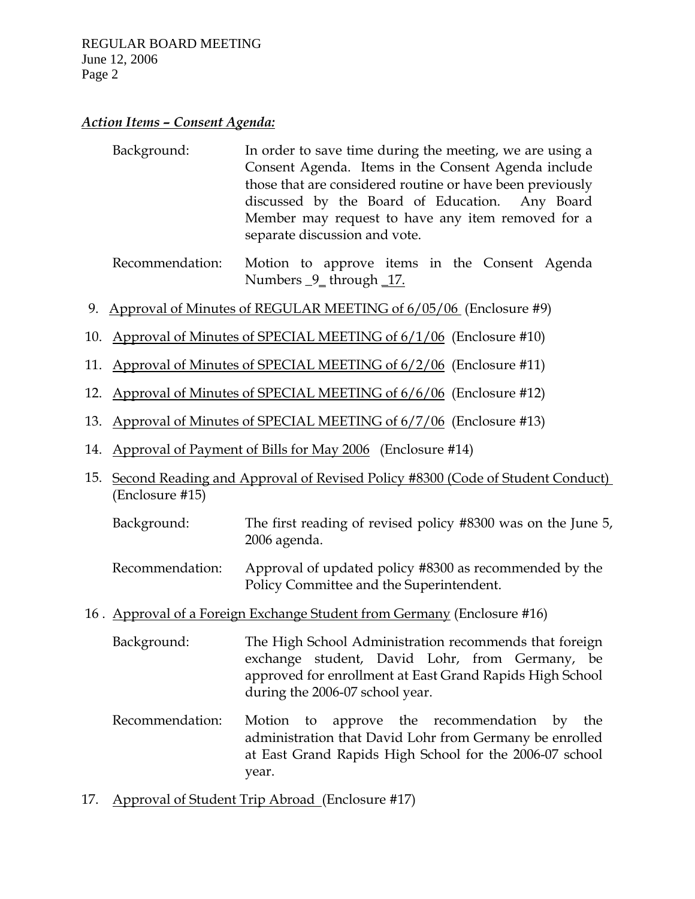***Action Items – Consent Agenda:***

Background: In order to save time during the meeting, we are using a Consent Agenda. Items in the Consent Agenda include those that are considered routine or have been previously discussed by the Board of Education. Any Board Member may request to have any item removed for a separate discussion and vote.

Recommendation: Motion to approve items in the Consent Agenda Numbers _9_ through _17.

9. Approval of Minutes of REGULAR MEETING of 6/05/06 (Enclosure #9)

10. Approval of Minutes of SPECIAL MEETING of 6/1/06 (Enclosure #10)

11. Approval of Minutes of SPECIAL MEETING of 6/2/06 (Enclosure #11)

12. Approval of Minutes of SPECIAL MEETING of 6/6/06 (Enclosure #12)

13. Approval of Minutes of SPECIAL MEETING of 6/7/06 (Enclosure #13)

14. Approval of Payment of Bills for May 2006 (Enclosure #14)

15. Second Reading and Approval of Revised Policy #8300 (Code of Student Conduct) (Enclosure #15)

    Background: The first reading of revised policy #8300 was on the June 5, 2006 agenda.

    Recommendation: Approval of updated policy #8300 as recommended by the Policy Committee and the Superintendent.

16. Approval of a Foreign Exchange Student from Germany (Enclosure #16)

    Background: The High School Administration recommends that foreign exchange student, David Lohr, from Germany, be approved for enrollment at East Grand Rapids High School during the 2006-07 school year.

    Recommendation: Motion to approve the recommendation by the administration that David Lohr from Germany be enrolled at East Grand Rapids High School for the 2006-07 school year.

17. Approval of Student Trip Abroad (Enclosure #17)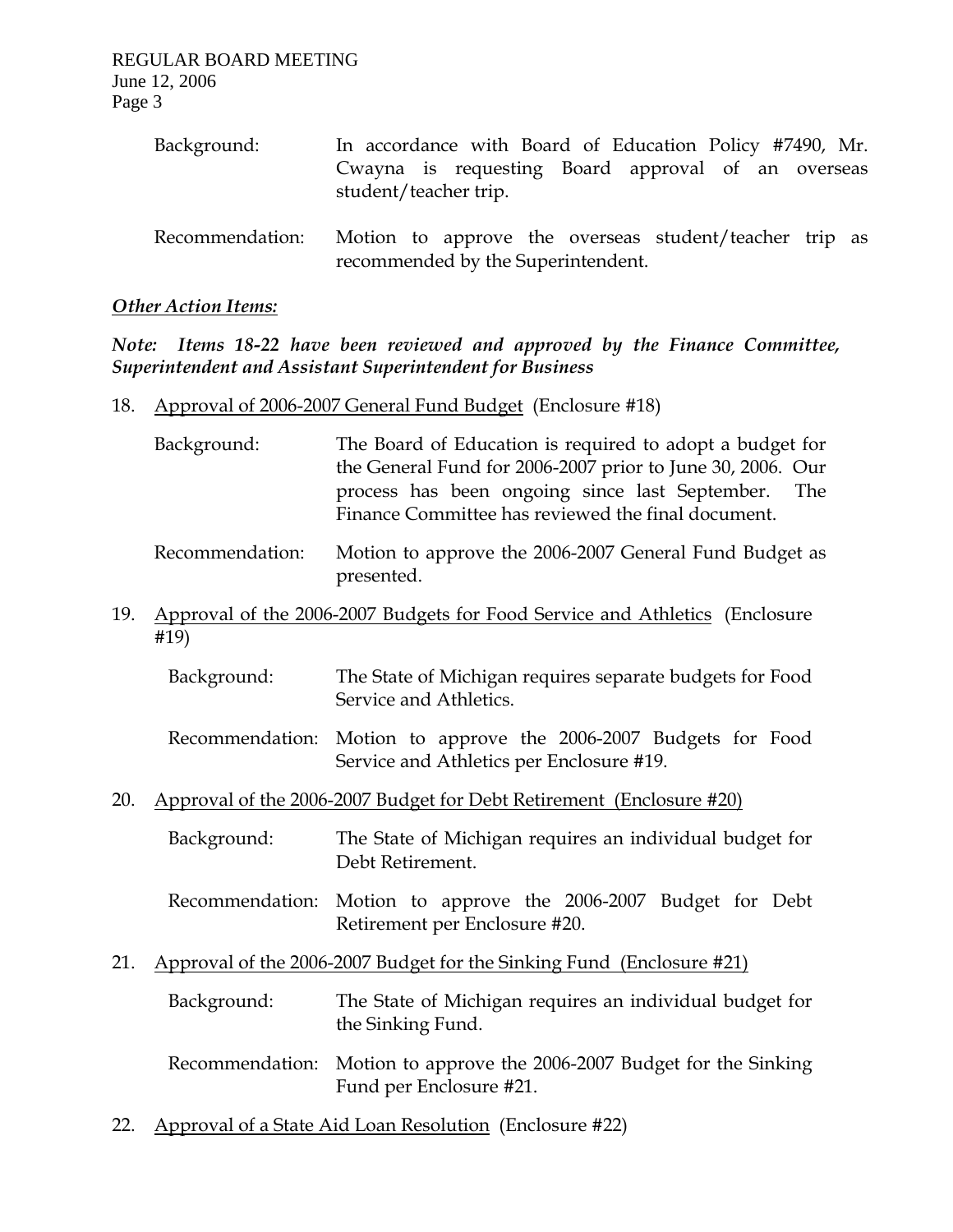Background: In accordance with Board of Education Policy #7490, Mr. Cwayna is requesting Board approval of an overseas student/teacher trip.

Recommendation: Motion to approve the overseas student/teacher trip as recommended by the Superintendent.

***Other Action Items:***

***Note: Items 18-22 have been reviewed and approved by the Finance Committee, Superintendent and Assistant Superintendent for Business***

18. Approval of 2006-2007 General Fund Budget (Enclosure #18)

    Background: The Board of Education is required to adopt a budget for the General Fund for 2006-2007 prior to June 30, 2006. Our process has been ongoing since last September. The Finance Committee has reviewed the final document.

    Recommendation: Motion to approve the 2006-2007 General Fund Budget as presented.

19. Approval of the 2006-2007 Budgets for Food Service and Athletics (Enclosure #19)

    Background: The State of Michigan requires separate budgets for Food Service and Athletics.

    Recommendation: Motion to approve the 2006-2007 Budgets for Food Service and Athletics per Enclosure #19.

20. Approval of the 2006-2007 Budget for Debt Retirement (Enclosure #20)

    Background: The State of Michigan requires an individual budget for Debt Retirement.

    Recommendation: Motion to approve the 2006-2007 Budget for Debt Retirement per Enclosure #20.

21. Approval of the 2006-2007 Budget for the Sinking Fund (Enclosure #21)

    Background: The State of Michigan requires an individual budget for the Sinking Fund.

    Recommendation: Motion to approve the 2006-2007 Budget for the Sinking Fund per Enclosure #21.

22. Approval of a State Aid Loan Resolution (Enclosure #22)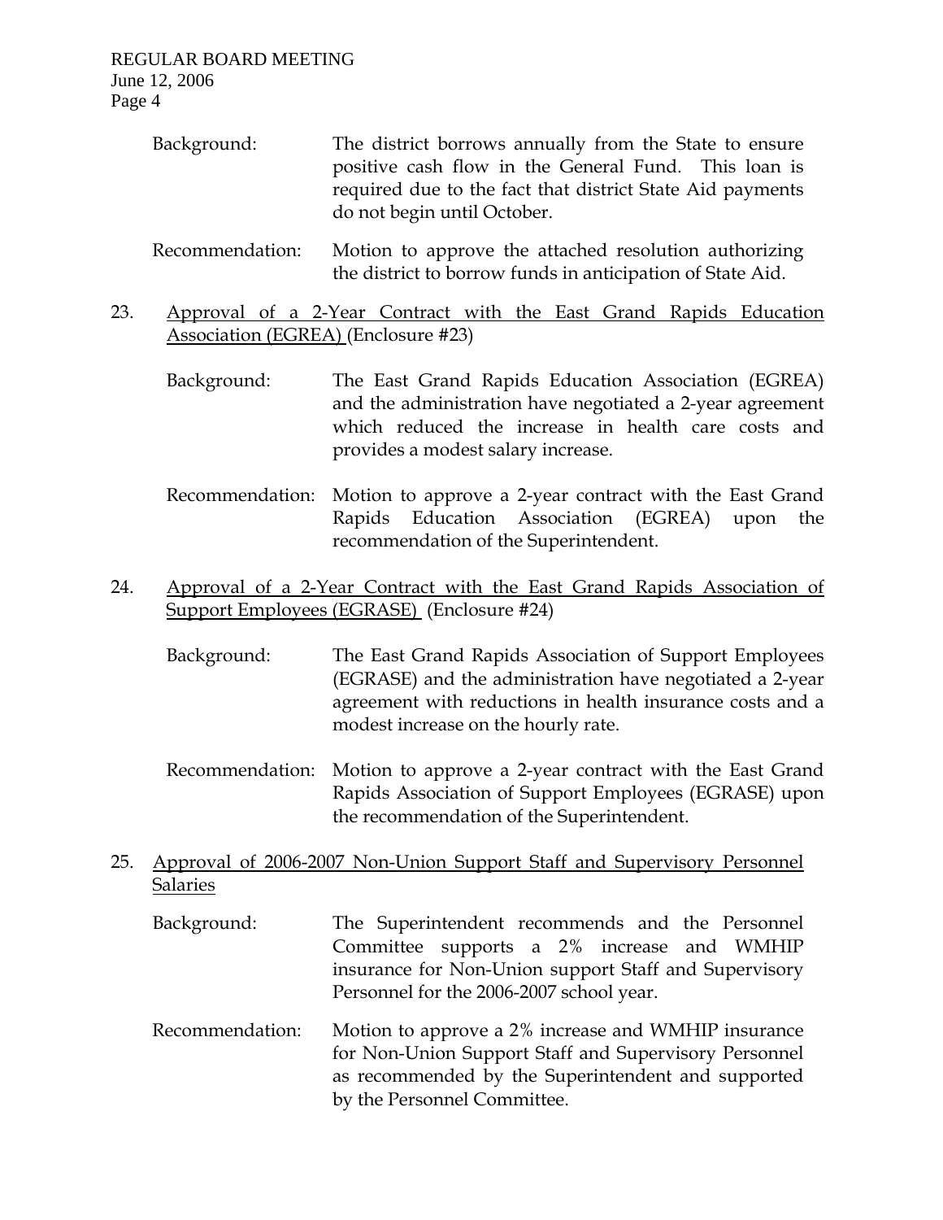Background: The district borrows annually from the State to ensure positive cash flow in the General Fund. This loan is required due to the fact that district State Aid payments do not begin until October.

Recommendation: Motion to approve the attached resolution authorizing the district to borrow funds in anticipation of State Aid.

23. Approval of a 2-Year Contract with the East Grand Rapids Education Association (EGREA) (Enclosure #23)

    Background: The East Grand Rapids Education Association (EGREA) and the administration have negotiated a 2-year agreement which reduced the increase in health care costs and provides a modest salary increase.

    Recommendation: Motion to approve a 2-year contract with the East Grand Rapids Education Association (EGREA) upon the recommendation of the Superintendent.

24. Approval of a 2-Year Contract with the East Grand Rapids Association of Support Employees (EGRASE) (Enclosure #24)

    Background: The East Grand Rapids Association of Support Employees (EGRASE) and the administration have negotiated a 2-year agreement with reductions in health insurance costs and a modest increase on the hourly rate.

    Recommendation: Motion to approve a 2-year contract with the East Grand Rapids Association of Support Employees (EGRASE) upon the recommendation of the Superintendent.

25. Approval of 2006-2007 Non-Union Support Staff and Supervisory Personnel Salaries

    Background: The Superintendent recommends and the Personnel Committee supports a 2% increase and WMHIP insurance for Non-Union support Staff and Supervisory Personnel for the 2006-2007 school year.

    Recommendation: Motion to approve a 2% increase and WMHIP insurance for Non-Union Support Staff and Supervisory Personnel as recommended by the Superintendent and supported by the Personnel Committee.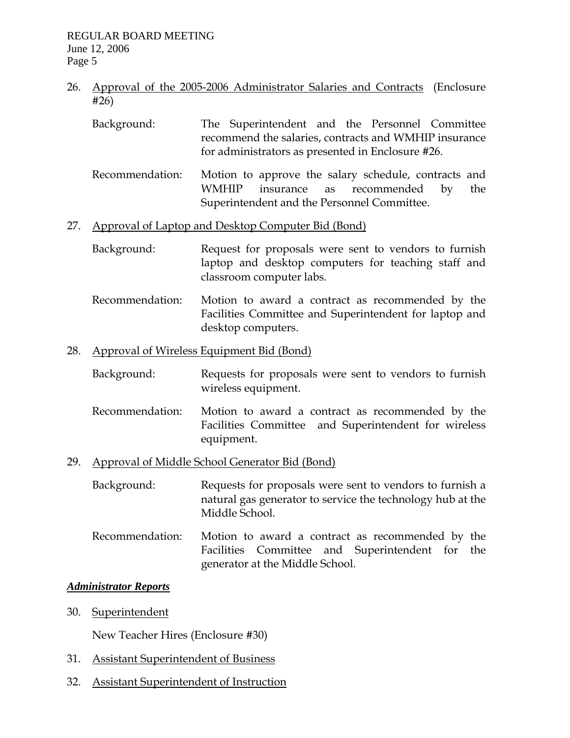26. Approval of the 2005-2006 Administrator Salaries and Contracts (Enclosure #26)

    Background: The Superintendent and the Personnel Committee recommend the salaries, contracts and WMHIP insurance for administrators as presented in Enclosure #26.

    Recommendation: Motion to approve the salary schedule, contracts and WMHIP insurance as recommended by the Superintendent and the Personnel Committee.

27. Approval of Laptop and Desktop Computer Bid (Bond)

    Background: Request for proposals were sent to vendors to furnish laptop and desktop computers for teaching staff and classroom computer labs.

    Recommendation: Motion to award a contract as recommended by the Facilities Committee and Superintendent for laptop and desktop computers.

28. Approval of Wireless Equipment Bid (Bond)

    Background: Requests for proposals were sent to vendors to furnish wireless equipment.

    Recommendation: Motion to award a contract as recommended by the Facilities Committee and Superintendent for wireless equipment.

29. Approval of Middle School Generator Bid (Bond)

    Background: Requests for proposals were sent to vendors to furnish a natural gas generator to service the technology hub at the Middle School.

    Recommendation: Motion to award a contract as recommended by the Facilities Committee and Superintendent for the generator at the Middle School.

***Administrator Reports***

30. Superintendent

    New Teacher Hires (Enclosure #30)

31. Assistant Superintendent of Business

32. Assistant Superintendent of Instruction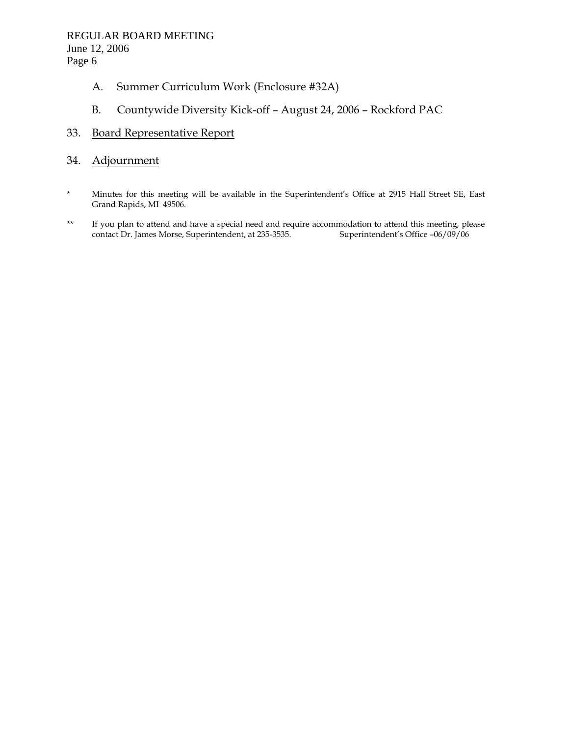A. Summer Curriculum Work (Enclosure #32A)

B. Countywide Diversity Kick-off – August 24, 2006 – Rockford PAC

33. Board Representative Report

34. Adjournment

\* Minutes for this meeting will be available in the Superintendent's Office at 2915 Hall Street SE, East Grand Rapids, MI 49506.

\** If you plan to attend and have a special need and require accommodation to attend this meeting, please contact Dr. James Morse, Superintendent, at 235-3535. Superintendent's Office –06/09/06